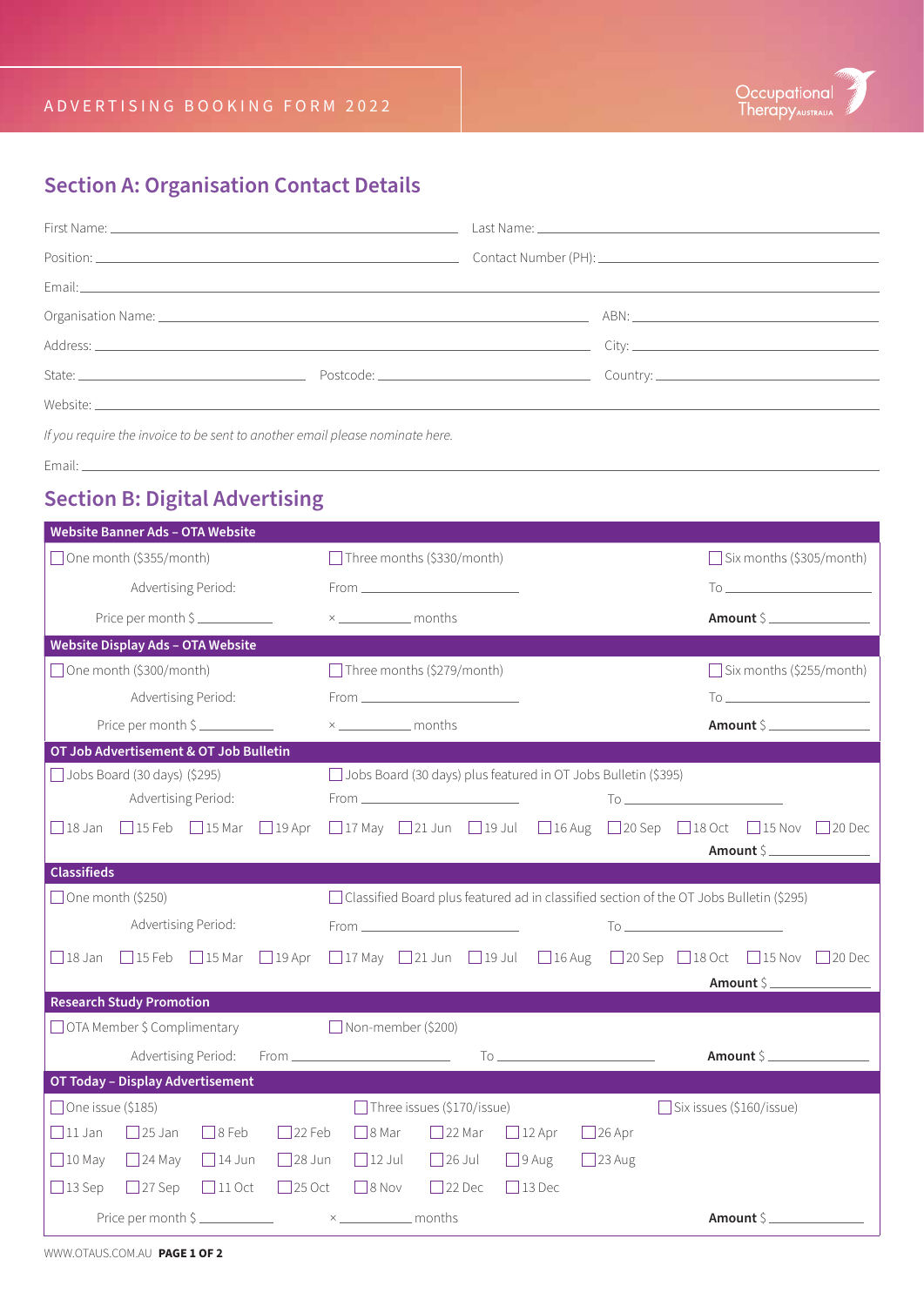ADVERTISING BOOKING FORM 2022

Occupational Therapy AUSTRALIA

## Section A: Organisation Contact Details

First Name: ______________________ Last Name: ______________________

Position: ______________________ Contact Number (PH): ______________________

Email: ______________________

Organisation Name: ______________________ ABN: ______________________

Address: ______________________ City: ______________________

State: ______________ Postcode: ______________ Country: ______________

Website: ______________________

*If you require the invoice to be sent to another email please nominate here.*

Email: ______________________

## Section B: Digital Advertising

### Website Banner Ads – OTA Website

☐ One month ($355/month) ☐ Three months ($330/month) ☐ Six months ($305/month)

Advertising Period: From ______________ To ______________

Price per month $ ________ × ________ months **Amount** $ ________

### Website Display Ads – OTA Website

☐ One month ($300/month) ☐ Three months ($279/month) ☐ Six months ($255/month)

Advertising Period: From ______________ To ______________

Price per month $ ________ × ________ months **Amount** $ ________

### OT Job Advertisement & OT Job Bulletin

☐ Jobs Board (30 days) ($295) ☐ Jobs Board (30 days) plus featured in OT Jobs Bulletin ($395)

Advertising Period: From ______________ To ______________

☐ 18 Jan ☐ 15 Feb ☐ 15 Mar ☐ 19 Apr ☐ 17 May ☐ 21 Jun ☐ 19 Jul ☐ 16 Aug ☐ 20 Sep ☐ 18 Oct ☐ 15 Nov ☐ 20 Dec

**Amount** $ ________

### Classifieds

☐ One month ($250) ☐ Classified Board plus featured ad in classified section of the OT Jobs Bulletin ($295)

Advertising Period: From ______________ To ______________

☐ 18 Jan ☐ 15 Feb ☐ 15 Mar ☐ 19 Apr ☐ 17 May ☐ 21 Jun ☐ 19 Jul ☐ 16 Aug ☐ 20 Sep ☐ 18 Oct ☐ 15 Nov ☐ 20 Dec

**Amount** $ ________

### Research Study Promotion

☐ OTA Member $ Complimentary ☐ Non-member ($200)

Advertising Period: From ______________ To ______________ **Amount** $ ________

### OT Today – Display Advertisement

☐ One issue ($185) ☐ Three issues ($170/issue) ☐ Six issues ($160/issue)

☐ 11 Jan ☐ 25 Jan ☐ 8 Feb ☐ 22 Feb ☐ 8 Mar ☐ 22 Mar ☐ 12 Apr ☐ 26 Apr

☐ 10 May ☐ 24 May ☐ 14 Jun ☐ 28 Jun ☐ 12 Jul ☐ 26 Jul ☐ 9 Aug ☐ 23 Aug

☐ 13 Sep ☐ 27 Sep ☐ 11 Oct ☐ 25 Oct ☐ 8 Nov ☐ 22 Dec ☐ 13 Dec

Price per month $ ________ × ________ months **Amount** $ ________

WWW.OTAUS.COM.AU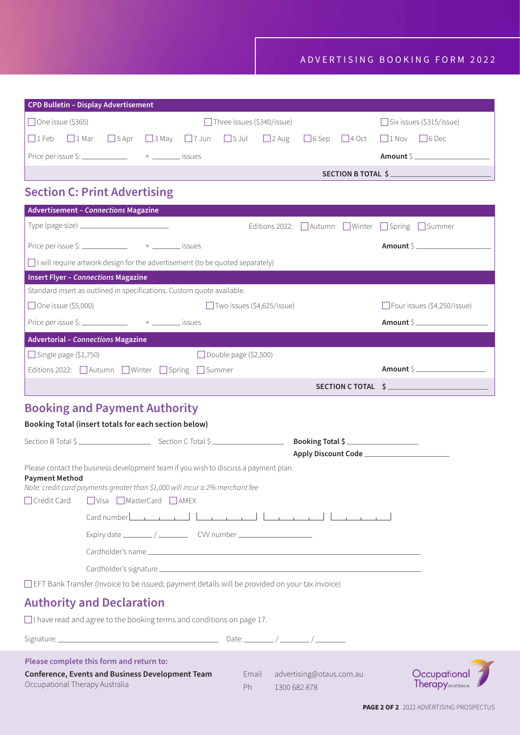ADVERTISING BOOKING FORM 2022

**CPD Bulletin – Display Advertisement**

☐ One issue ($365) ☐ Three issues ($340/issue) ☐ Six issues ($315/issue)

☐ 1 Feb ☐ 1 Mar ☐ 5 Apr ☐ 3 May ☐ 7 Jun ☐ 5 Jul ☐ 2 Aug ☐ 6 Sep ☐ 4 Oct ☐ 1 Nov ☐ 6 Dec

Price per issue $: ____________ × ________ issues **Amount** $ ________________

**SECTION B TOTAL $** ________________________

## Section C: Print Advertising

**Advertisement – *Connections* Magazine**

Type (page size) ______________________ Editions 2022: ☐ Autumn ☐ Winter ☐ Spring ☐ Summer

Price per issue $: ____________ × ________ issues **Amount** $ ________________

☐ I will require artwork design for the advertisement (to be quoted separately)

**Insert Flyer – *Connections* Magazine**

Standard insert as outlined in specifications. Custom quote available.

☐ One issue ($5,000) ☐ Two issues ($4,625/issue) ☐ Four issues ($4,250/issue)

Price per issue $: ____________ × ________ issues **Amount** $ ________________

**Advertorial – *Connections* Magazine**

☐ Single page ($1,750) ☐ Double page ($2,500)

Editions 2022: ☐ Autumn ☐ Winter ☐ Spring ☐ Summer **Amount** $ ________________

**SECTION C TOTAL $** ________________________

## Booking and Payment Authority

**Booking Total (insert totals for each section below)**

Section B Total $ ________________ Section C Total $ ________________ **Booking Total $** ________________

**Apply Discount Code** ____________________

Please contact the business development team if you wish to discuss a payment plan.

**Payment Method**

*Note: credit card payments greater than $1,000 will incur a 2% merchant fee*

☐ Credit Card ☐ Visa ☐ MasterCard ☐ AMEX

Card number ____ ____ ____ ____

Expiry date ______ / ______ CVV number ________________

Cardholder's name ________________________________________________

Cardholder's signature ________________________________________________

☐ EFT Bank Transfer (Invoice to be issued; payment details will be provided on your tax invoice)

## Authority and Declaration

☐ I have read and agree to the booking terms and conditions on page 17.

Signature: ________________________________ Date: ______ / ______ / ______

**Please complete this form and return to:**

**Conference, Events and Business Development Team**
Occupational Therapy Australia

Email advertising@otaus.com.au
Ph 1300 682 878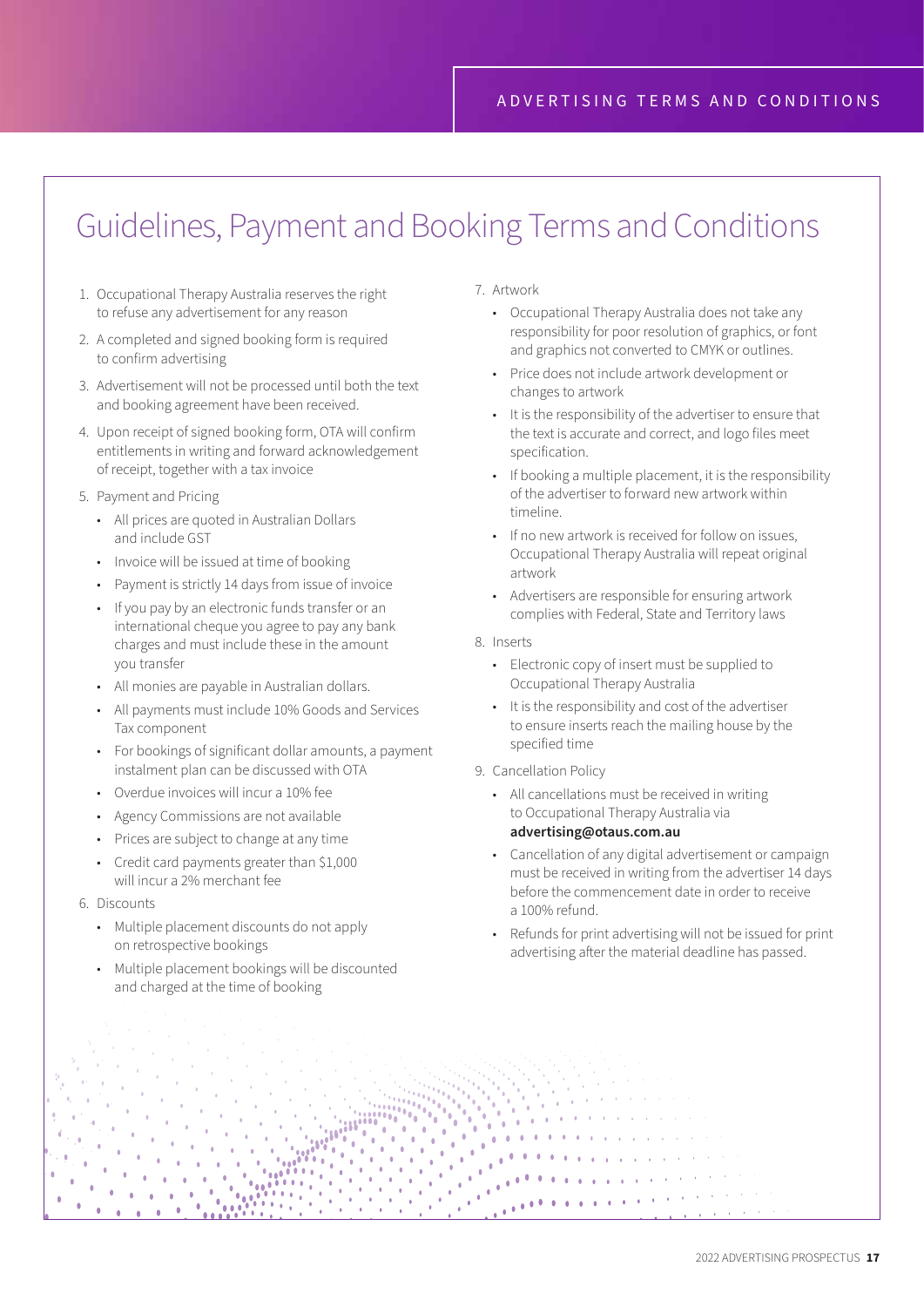# Guidelines, Payment and Booking Terms and Conditions

1. Occupational Therapy Australia reserves the right to refuse any advertisement for any reason
2. A completed and signed booking form is required to confirm advertising
3. Advertisement will not be processed until both the text and booking agreement have been received.
4. Upon receipt of signed booking form, OTA will confirm entitlements in writing and forward acknowledgement of receipt, together with a tax invoice
5. Payment and Pricing
   - All prices are quoted in Australian Dollars and include GST
   - Invoice will be issued at time of booking
   - Payment is strictly 14 days from issue of invoice
   - If you pay by an electronic funds transfer or an international cheque you agree to pay any bank charges and must include these in the amount you transfer
   - All monies are payable in Australian dollars.
   - All payments must include 10% Goods and Services Tax component
   - For bookings of significant dollar amounts, a payment instalment plan can be discussed with OTA
   - Overdue invoices will incur a 10% fee
   - Agency Commissions are not available
   - Prices are subject to change at any time
   - Credit card payments greater than $1,000 will incur a 2% merchant fee
6. Discounts
   - Multiple placement discounts do not apply on retrospective bookings
   - Multiple placement bookings will be discounted and charged at the time of booking
7. Artwork
   - Occupational Therapy Australia does not take any responsibility for poor resolution of graphics, or font and graphics not converted to CMYK or outlines.
   - Price does not include artwork development or changes to artwork
   - It is the responsibility of the advertiser to ensure that the text is accurate and correct, and logo files meet specification.
   - If booking a multiple placement, it is the responsibility of the advertiser to forward new artwork within timeline.
   - If no new artwork is received for follow on issues, Occupational Therapy Australia will repeat original artwork
   - Advertisers are responsible for ensuring artwork complies with Federal, State and Territory laws
8. Inserts
   - Electronic copy of insert must be supplied to Occupational Therapy Australia
   - It is the responsibility and cost of the advertiser to ensure inserts reach the mailing house by the specified time
9. Cancellation Policy
   - All cancellations must be received in writing to Occupational Therapy Australia via **advertising@otaus.com.au**
   - Cancellation of any digital advertisement or campaign must be received in writing from the advertiser 14 days before the commencement date in order to receive a 100% refund.
   - Refunds for print advertising will not be issued for print advertising after the material deadline has passed.